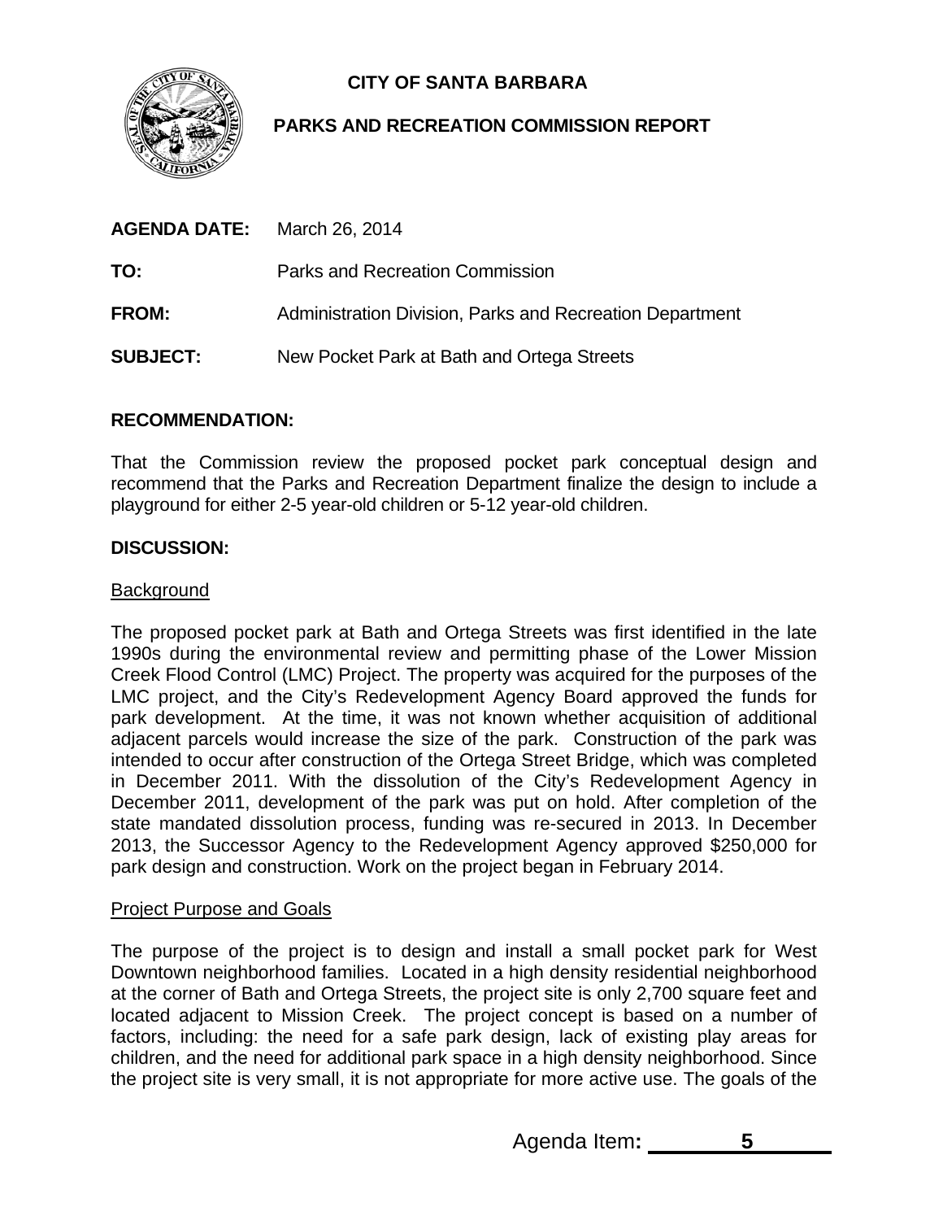# CITY OF SANTA BARBARA

## PARKS AND RECREATION COMMISSION REPORT

**AGENDA DATE:** March 26, 2014

**TO:** Parks and Recreation Commission

**FROM:** Administration Division, Parks and Recreation Department

**SUBJECT:** New Pocket Park at Bath and Ortega Streets

**RECOMMENDATION:**

That the Commission review the proposed pocket park conceptual design and recommend that the Parks and Recreation Department finalize the design to include a playground for either 2-5 year-old children or 5-12 year-old children.

**DISCUSSION:**

Background

The proposed pocket park at Bath and Ortega Streets was first identified in the late 1990s during the environmental review and permitting phase of the Lower Mission Creek Flood Control (LMC) Project. The property was acquired for the purposes of the LMC project, and the City's Redevelopment Agency Board approved the funds for park development. At the time, it was not known whether acquisition of additional adjacent parcels would increase the size of the park. Construction of the park was intended to occur after construction of the Ortega Street Bridge, which was completed in December 2011. With the dissolution of the City's Redevelopment Agency in December 2011, development of the park was put on hold. After completion of the state mandated dissolution process, funding was re-secured in 2013. In December 2013, the Successor Agency to the Redevelopment Agency approved $250,000 for park design and construction. Work on the project began in February 2014.

Project Purpose and Goals

The purpose of the project is to design and install a small pocket park for West Downtown neighborhood families. Located in a high density residential neighborhood at the corner of Bath and Ortega Streets, the project site is only 2,700 square feet and located adjacent to Mission Creek. The project concept is based on a number of factors, including: the need for a safe park design, lack of existing play areas for children, and the need for additional park space in a high density neighborhood. Since the project site is very small, it is not appropriate for more active use. The goals of the

Agenda Item**:** 5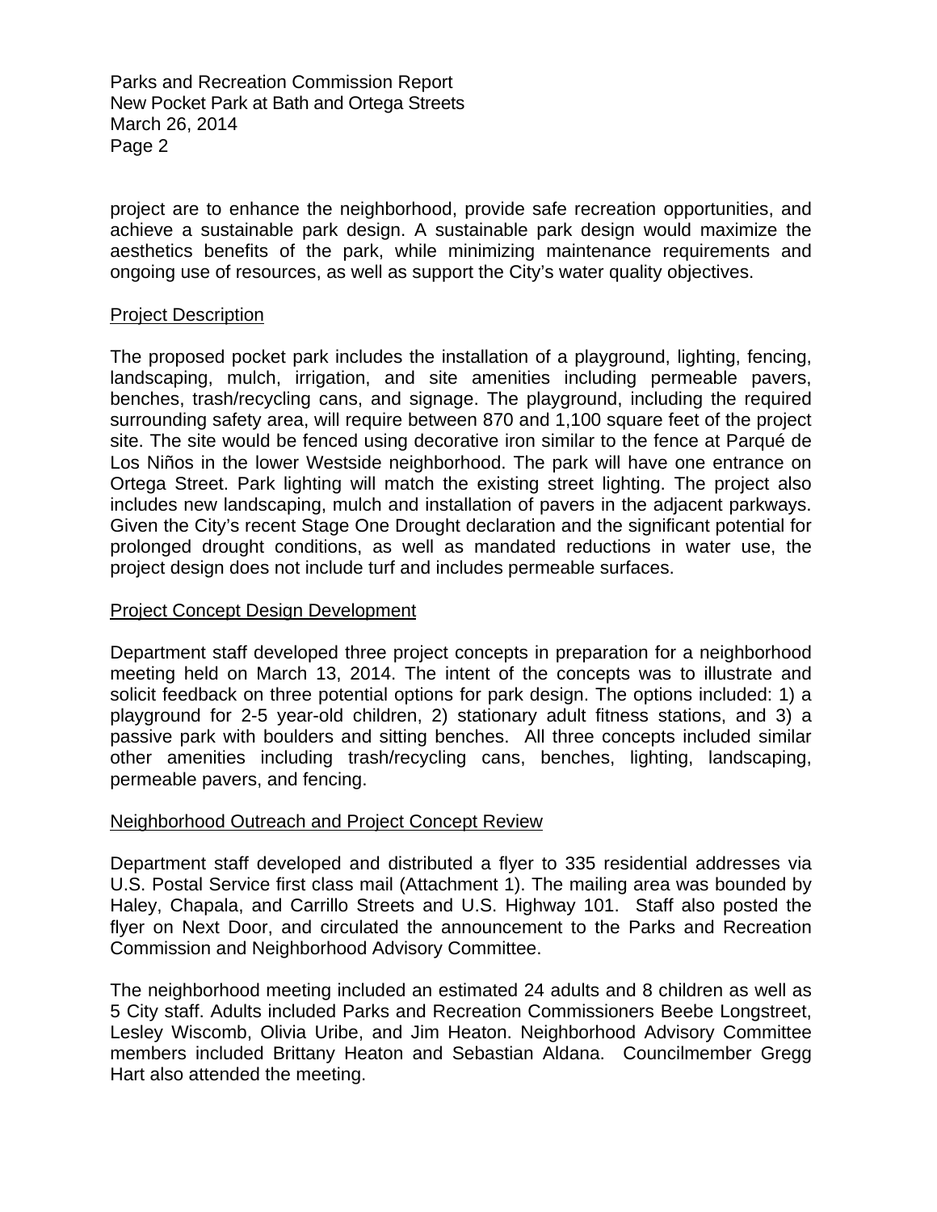project are to enhance the neighborhood, provide safe recreation opportunities, and achieve a sustainable park design. A sustainable park design would maximize the aesthetics benefits of the park, while minimizing maintenance requirements and ongoing use of resources, as well as support the City's water quality objectives.

## Project Description

The proposed pocket park includes the installation of a playground, lighting, fencing, landscaping, mulch, irrigation, and site amenities including permeable pavers, benches, trash/recycling cans, and signage. The playground, including the required surrounding safety area, will require between 870 and 1,100 square feet of the project site. The site would be fenced using decorative iron similar to the fence at Parqué de Los Niños in the lower Westside neighborhood. The park will have one entrance on Ortega Street. Park lighting will match the existing street lighting. The project also includes new landscaping, mulch and installation of pavers in the adjacent parkways. Given the City's recent Stage One Drought declaration and the significant potential for prolonged drought conditions, as well as mandated reductions in water use, the project design does not include turf and includes permeable surfaces.

## Project Concept Design Development

Department staff developed three project concepts in preparation for a neighborhood meeting held on March 13, 2014. The intent of the concepts was to illustrate and solicit feedback on three potential options for park design. The options included: 1) a playground for 2-5 year-old children, 2) stationary adult fitness stations, and 3) a passive park with boulders and sitting benches. All three concepts included similar other amenities including trash/recycling cans, benches, lighting, landscaping, permeable pavers, and fencing.

## Neighborhood Outreach and Project Concept Review

Department staff developed and distributed a flyer to 335 residential addresses via U.S. Postal Service first class mail (Attachment 1). The mailing area was bounded by Haley, Chapala, and Carrillo Streets and U.S. Highway 101. Staff also posted the flyer on Next Door, and circulated the announcement to the Parks and Recreation Commission and Neighborhood Advisory Committee.

The neighborhood meeting included an estimated 24 adults and 8 children as well as 5 City staff. Adults included Parks and Recreation Commissioners Beebe Longstreet, Lesley Wiscomb, Olivia Uribe, and Jim Heaton. Neighborhood Advisory Committee members included Brittany Heaton and Sebastian Aldana. Councilmember Gregg Hart also attended the meeting.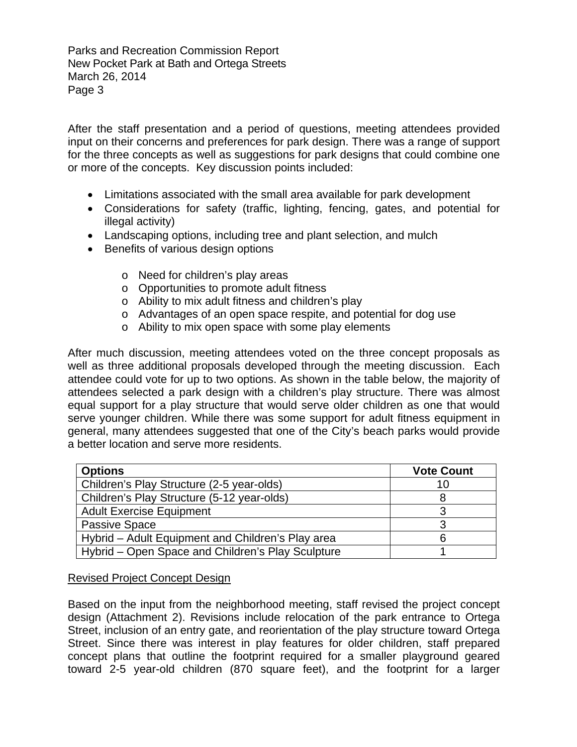After the staff presentation and a period of questions, meeting attendees provided input on their concerns and preferences for park design. There was a range of support for the three concepts as well as suggestions for park designs that could combine one or more of the concepts. Key discussion points included:

- Limitations associated with the small area available for park development
- Considerations for safety (traffic, lighting, fencing, gates, and potential for illegal activity)
- Landscaping options, including tree and plant selection, and mulch
- Benefits of various design options
    - Need for children's play areas
    - Opportunities to promote adult fitness
    - Ability to mix adult fitness and children's play
    - Advantages of an open space respite, and potential for dog use
    - Ability to mix open space with some play elements

After much discussion, meeting attendees voted on the three concept proposals as well as three additional proposals developed through the meeting discussion. Each attendee could vote for up to two options. As shown in the table below, the majority of attendees selected a park design with a children's play structure. There was almost equal support for a play structure that would serve older children as one that would serve younger children. While there was some support for adult fitness equipment in general, many attendees suggested that one of the City's beach parks would provide a better location and serve more residents.

| Options | Vote Count |
|---|---|
| Children's Play Structure (2-5 year-olds) | 10 |
| Children's Play Structure (5-12 year-olds) | 8 |
| Adult Exercise Equipment | 3 |
| Passive Space | 3 |
| Hybrid – Adult Equipment and Children's Play area | 6 |
| Hybrid – Open Space and Children's Play Sculpture | 1 |

Revised Project Concept Design

Based on the input from the neighborhood meeting, staff revised the project concept design (Attachment 2). Revisions include relocation of the park entrance to Ortega Street, inclusion of an entry gate, and reorientation of the play structure toward Ortega Street. Since there was interest in play features for older children, staff prepared concept plans that outline the footprint required for a smaller playground geared toward 2-5 year-old children (870 square feet), and the footprint for a larger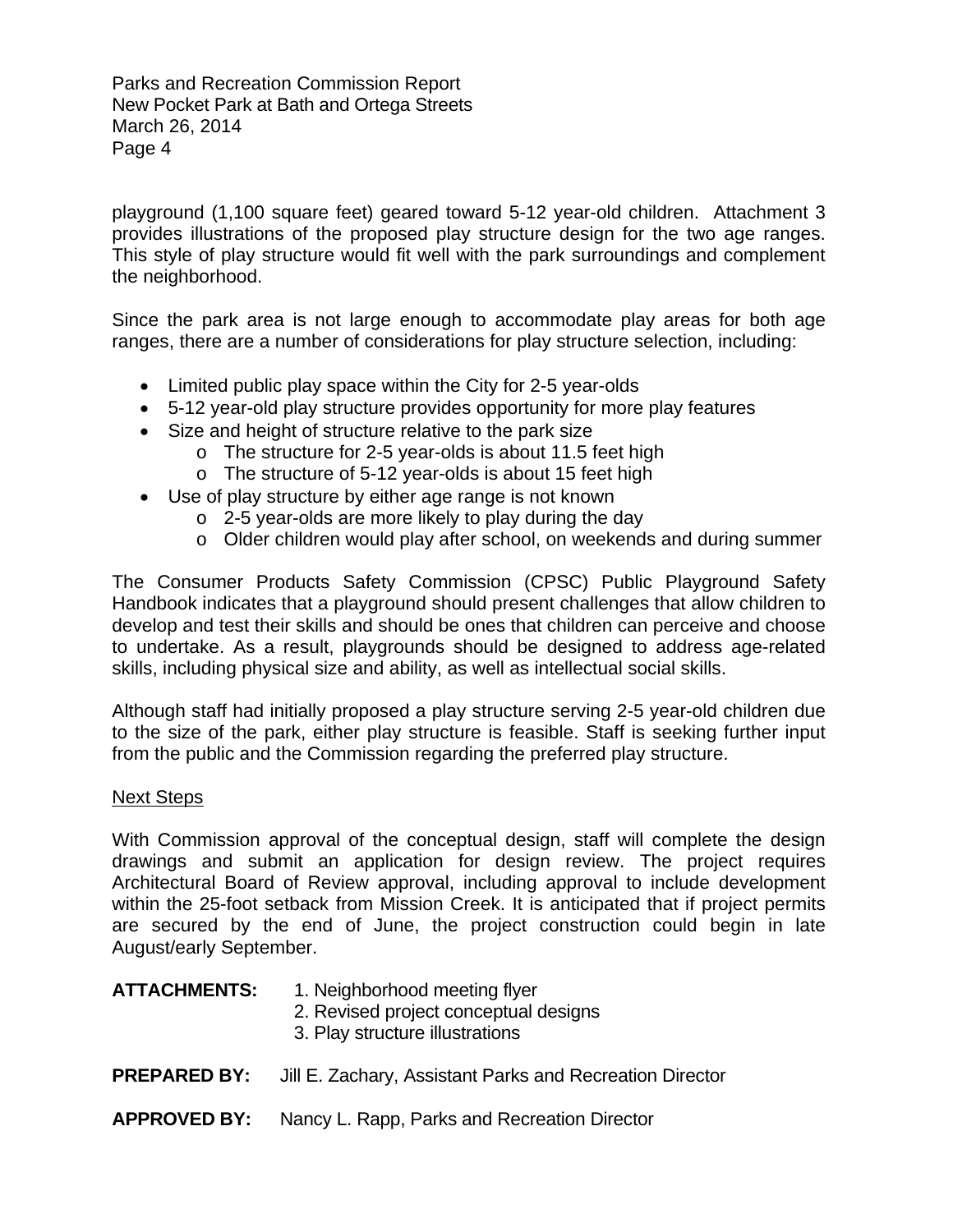playground (1,100 square feet) geared toward 5-12 year-old children. Attachment 3 provides illustrations of the proposed play structure design for the two age ranges. This style of play structure would fit well with the park surroundings and complement the neighborhood.

Since the park area is not large enough to accommodate play areas for both age ranges, there are a number of considerations for play structure selection, including:

- Limited public play space within the City for 2-5 year-olds
- 5-12 year-old play structure provides opportunity for more play features
- Size and height of structure relative to the park size
  - The structure for 2-5 year-olds is about 11.5 feet high
  - The structure of 5-12 year-olds is about 15 feet high
- Use of play structure by either age range is not known
  - 2-5 year-olds are more likely to play during the day
  - Older children would play after school, on weekends and during summer

The Consumer Products Safety Commission (CPSC) Public Playground Safety Handbook indicates that a playground should present challenges that allow children to develop and test their skills and should be ones that children can perceive and choose to undertake. As a result, playgrounds should be designed to address age-related skills, including physical size and ability, as well as intellectual social skills.

Although staff had initially proposed a play structure serving 2-5 year-old children due to the size of the park, either play structure is feasible. Staff is seeking further input from the public and the Commission regarding the preferred play structure.

<u>Next Steps</u>

With Commission approval of the conceptual design, staff will complete the design drawings and submit an application for design review. The project requires Architectural Board of Review approval, including approval to include development within the 25-foot setback from Mission Creek. It is anticipated that if project permits are secured by the end of June, the project construction could begin in late August/early September.

**ATTACHMENTS:**
1. Neighborhood meeting flyer
2. Revised project conceptual designs
3. Play structure illustrations

**PREPARED BY:** Jill E. Zachary, Assistant Parks and Recreation Director

**APPROVED BY:** Nancy L. Rapp, Parks and Recreation Director